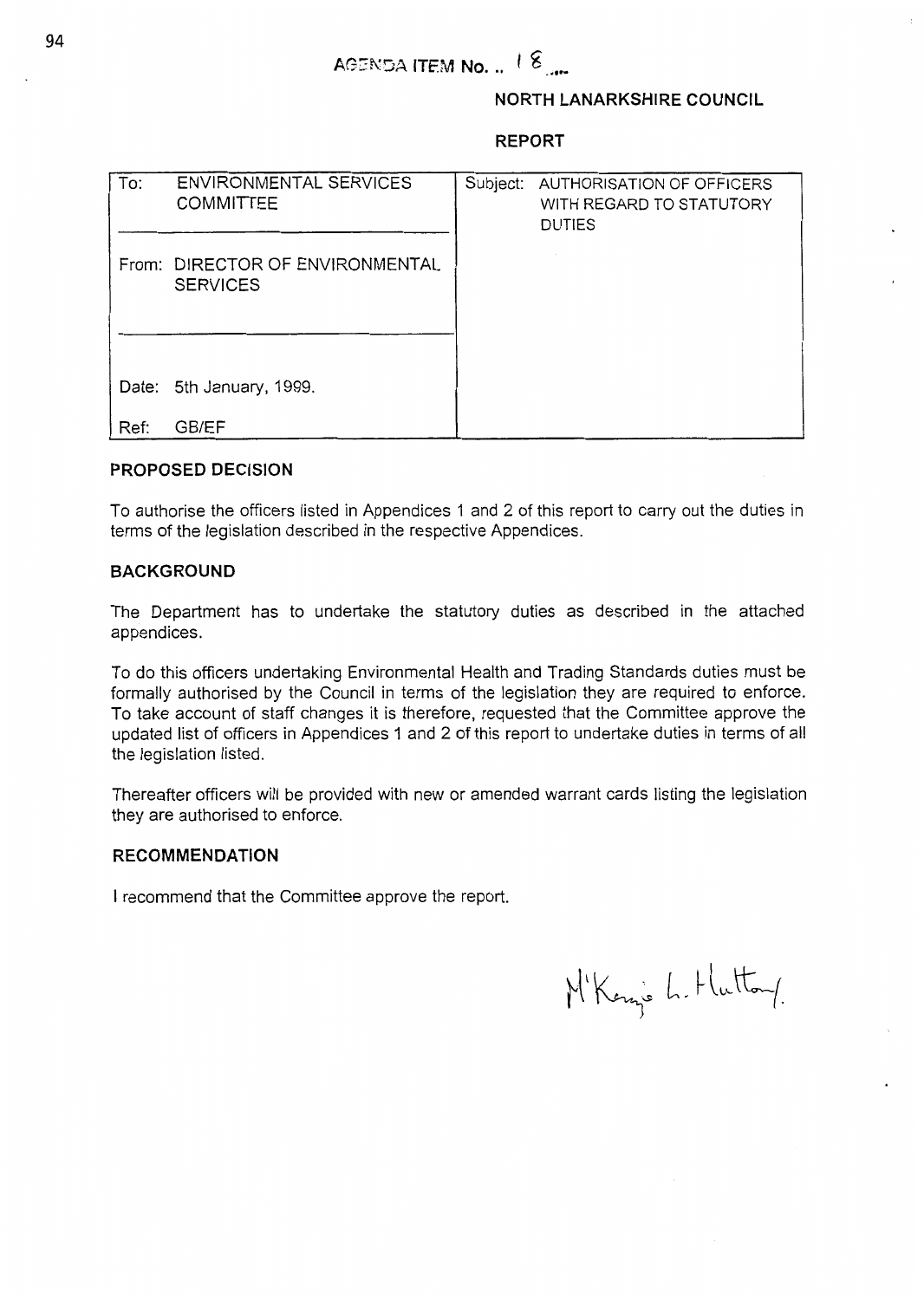AGENDA ITEM No. .. 18

**NORTH LANARKSHIRE COUNCIL**

**REPORT**

| To: ENVIRONMENTAL SERVICES COMMITTEE | Subject: AUTHORISATION OF OFFICERS WITH REGARD TO STATUTORY DUTIES |
|---|---|
| From: DIRECTOR OF ENVIRONMENTAL SERVICES | |
| Date: 5th January, 1999. | |
| Ref: GB/EF | |

## PROPOSED DECISION

To authorise the officers listed in Appendices 1 and 2 of this report to carry out the duties in terms of the legislation described in the respective Appendices.

## BACKGROUND

The Department has to undertake the statutory duties as described in the attached appendices.

To do this officers undertaking Environmental Health and Trading Standards duties must be formally authorised by the Council in terms of the legislation they are required to enforce. To take account of staff changes it is therefore, requested that the Committee approve the updated list of officers in Appendices 1 and 2 of this report to undertake duties in terms of all the legislation listed.

Thereafter officers will be provided with new or amended warrant cards listing the legislation they are authorised to enforce.

## RECOMMENDATION

I recommend that the Committee approve the report.

M'Kenzie L. Hutton.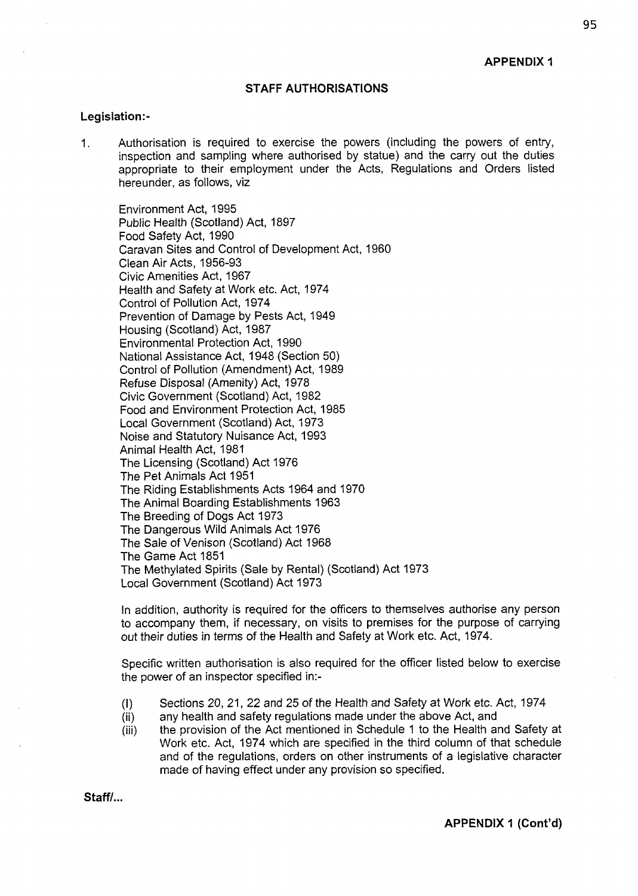**APPENDIX 1**

## STAFF AUTHORISATIONS

**Legislation:-**

1. Authorisation is required to exercise the powers (including the powers of entry, inspection and sampling where authorised by statue) and the carry out the duties appropriate to their employment under the Acts, Regulations and Orders listed hereunder, as follows, viz

   Environment Act, 1995
   Public Health (Scotland) Act, 1897
   Food Safety Act, 1990
   Caravan Sites and Control of Development Act, 1960
   Clean Air Acts, 1956-93
   Civic Amenities Act, 1967
   Health and Safety at Work etc. Act, 1974
   Control of Pollution Act, 1974
   Prevention of Damage by Pests Act, 1949
   Housing (Scotland) Act, 1987
   Environmental Protection Act, 1990
   National Assistance Act, 1948 (Section 50)
   Control of Pollution (Amendment) Act, 1989
   Refuse Disposal (Amenity) Act, 1978
   Civic Government (Scotland) Act, 1982
   Food and Environment Protection Act, 1985
   Local Government (Scotland) Act, 1973
   Noise and Statutory Nuisance Act, 1993
   Animal Health Act, 1981
   The Licensing (Scotland) Act 1976
   The Pet Animals Act 1951
   The Riding Establishments Acts 1964 and 1970
   The Animal Boarding Establishments 1963
   The Breeding of Dogs Act 1973
   The Dangerous Wild Animals Act 1976
   The Sale of Venison (Scotland) Act 1968
   The Game Act 1851
   The Methylated Spirits (Sale by Rental) (Scotland) Act 1973
   Local Government (Scotland) Act 1973

   In addition, authority is required for the officers to themselves authorise any person to accompany them, if necessary, on visits to premises for the purpose of carrying out their duties in terms of the Health and Safety at Work etc. Act, 1974.

   Specific written authorisation is also required for the officer listed below to exercise the power of an inspector specified in:-

   (I) Sections 20, 21, 22 and 25 of the Health and Safety at Work etc. Act, 1974
   (ii) any health and safety regulations made under the above Act, and
   (iii) the provision of the Act mentioned in Schedule 1 to the Health and Safety at Work etc. Act, 1974 which are specified in the third column of that schedule and of the regulations, orders on other instruments of a legislative character made of having effect under any provision so specified.

**Staff/...**

**APPENDIX 1 (Cont'd)**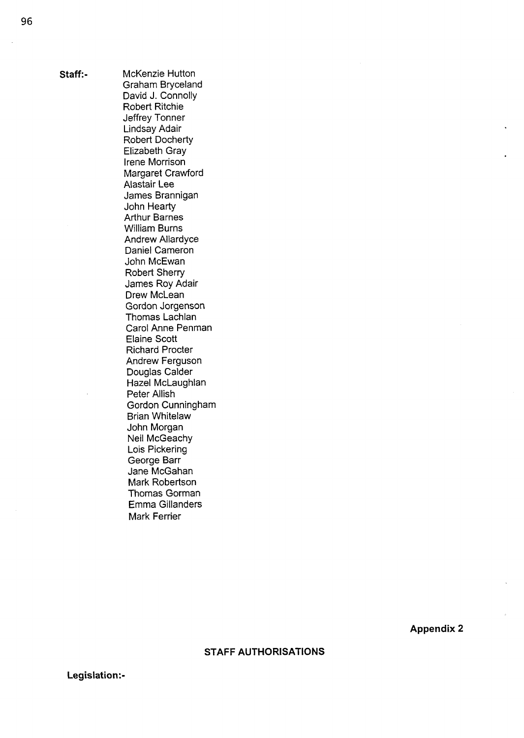**Staff:-**

McKenzie Hutton
Graham Bryceland
David J. Connolly
Robert Ritchie
Jeffrey Tonner
Lindsay Adair
Robert Docherty
Elizabeth Gray
Irene Morrison
Margaret Crawford
Alastair Lee
James Brannigan
John Hearty
Arthur Barnes
William Burns
Andrew Allardyce
Daniel Cameron
John McEwan
Robert Sherry
James Roy Adair
Drew McLean
Gordon Jorgenson
Thomas Lachlan
Carol Anne Penman
Elaine Scott
Richard Procter
Andrew Ferguson
Douglas Calder
Hazel McLaughlan
Peter Allish
Gordon Cunningham
Brian Whitelaw
John Morgan
Neil McGeachy
Lois Pickering
George Barr
Jane McGahan
Mark Robertson
Thomas Gorman
Emma Gillanders
Mark Ferrier

**Appendix 2**

**STAFF AUTHORISATIONS**

**Legislation:-**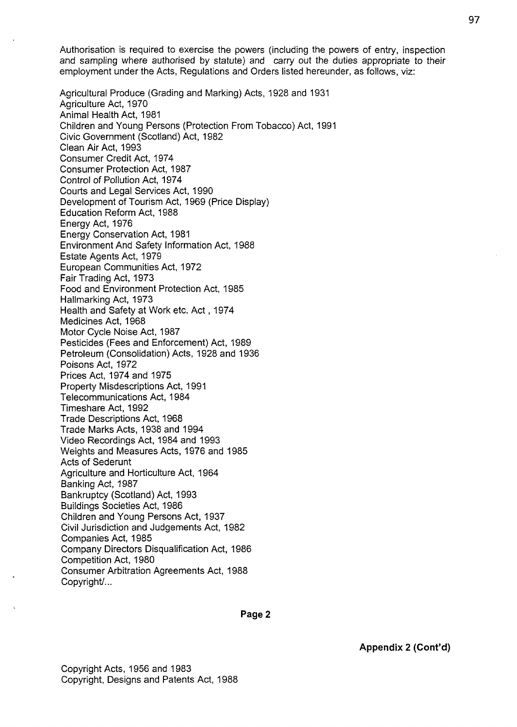Authorisation is required to exercise the powers (including the powers of entry, inspection and sampling where authorised by statute) and carry out the duties appropriate to their employment under the Acts, Regulations and Orders listed hereunder, as follows, viz:

Agricultural Produce (Grading and Marking) Acts, 1928 and 1931
Agriculture Act, 1970
Animal Health Act, 1981
Children and Young Persons (Protection From Tobacco) Act, 1991
Civic Government (Scotland) Act, 1982
Clean Air Act, 1993
Consumer Credit Act, 1974
Consumer Protection Act, 1987
Control of Pollution Act, 1974
Courts and Legal Services Act, 1990
Development of Tourism Act, 1969 (Price Display)
Education Reform Act, 1988
Energy Act, 1976
Energy Conservation Act, 1981
Environment And Safety Information Act, 1988
Estate Agents Act, 1979
European Communities Act, 1972
Fair Trading Act, 1973
Food and Environment Protection Act, 1985
Hallmarking Act, 1973
Health and Safety at Work etc. Act , 1974
Medicines Act, 1968
Motor Cycle Noise Act, 1987
Pesticides (Fees and Enforcement) Act, 1989
Petroleum (Consolidation) Acts, 1928 and 1936
Poisons Act, 1972
Prices Act, 1974 and 1975
Property Misdescriptions Act, 1991
Telecommunications Act, 1984
Timeshare Act, 1992
Trade Descriptions Act, 1968
Trade Marks Acts, 1938 and 1994
Video Recordings Act, 1984 and 1993
Weights and Measures Acts, 1976 and 1985
Acts of Sederunt
Agriculture and Horticulture Act, 1964
Banking Act, 1987
Bankruptcy (Scotland) Act, 1993
Buildings Societies Act, 1986
Children and Young Persons Act, 1937
Civil Jurisdiction and Judgements Act, 1982
Companies Act, 1985
Company Directors Disqualification Act, 1986
Competition Act, 1980
Consumer Arbitration Agreements Act, 1988
Copyright/...

**Appendix 2 (Cont'd)**

Copyright Acts, 1956 and 1983
Copyright, Designs and Patents Act, 1988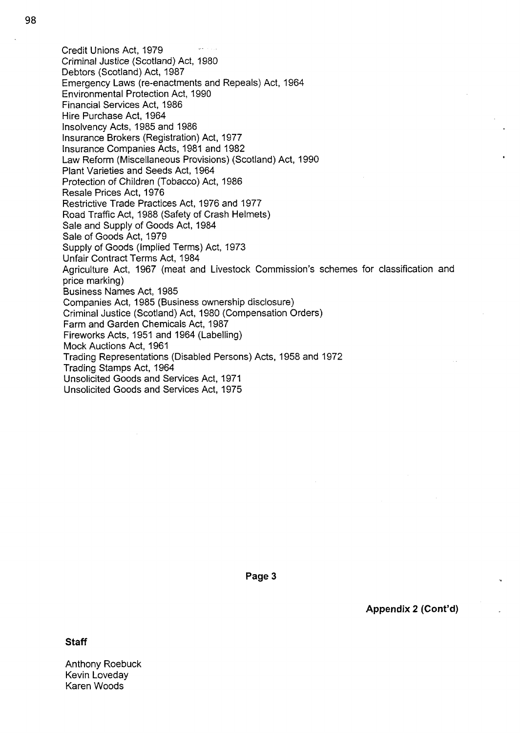Credit Unions Act, 1979
Criminal Justice (Scotland) Act, 1980
Debtors (Scotland) Act, 1987
Emergency Laws (re-enactments and Repeals) Act, 1964
Environmental Protection Act, 1990
Financial Services Act, 1986
Hire Purchase Act, 1964
Insolvency Acts, 1985 and 1986
Insurance Brokers (Registration) Act, 1977
Insurance Companies Acts, 1981 and 1982
Law Reform (Miscellaneous Provisions) (Scotland) Act, 1990
Plant Varieties and Seeds Act, 1964
Protection of Children (Tobacco) Act, 1986
Resale Prices Act, 1976
Restrictive Trade Practices Act, 1976 and 1977
Road Traffic Act, 1988 (Safety of Crash Helmets)
Sale and Supply of Goods Act, 1984
Sale of Goods Act, 1979
Supply of Goods (Implied Terms) Act, 1973
Unfair Contract Terms Act, 1984
Agriculture Act, 1967 (meat and Livestock Commission's schemes for classification and price marking)
Business Names Act, 1985
Companies Act, 1985 (Business ownership disclosure)
Criminal Justice (Scotland) Act, 1980 (Compensation Orders)
Farm and Garden Chemicals Act, 1987
Fireworks Acts, 1951 and 1964 (Labelling)
Mock Auctions Act, 1961
Trading Representations (Disabled Persons) Acts, 1958 and 1972
Trading Stamps Act, 1964
Unsolicited Goods and Services Act, 1971
Unsolicited Goods and Services Act, 1975

**Appendix 2 (Cont'd)**

**Staff**

Anthony Roebuck
Kevin Loveday
Karen Woods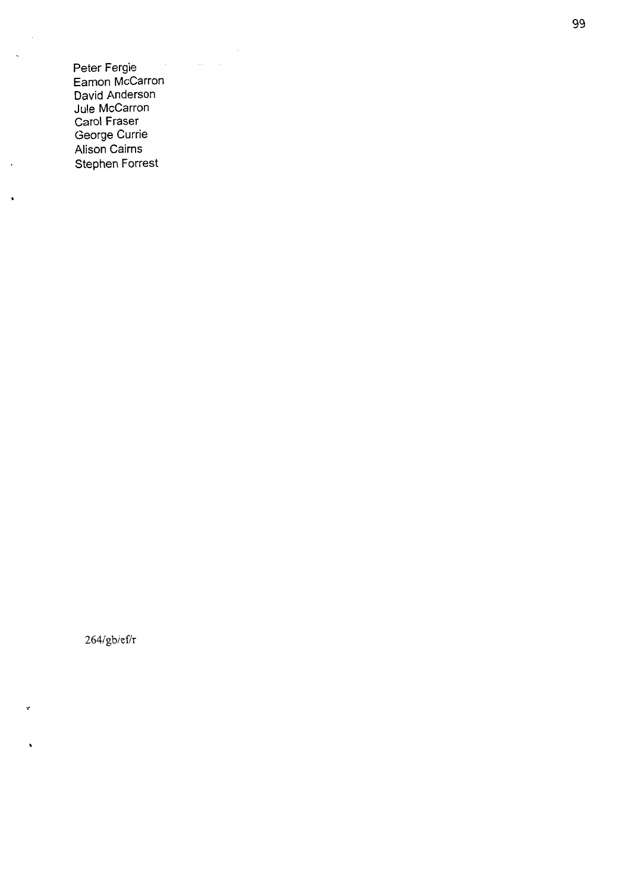Peter Fergie
Eamon McCarron
David Anderson
Jule McCarron
Carol Fraser
George Currie
Alison Cairns
Stephen Forrest

264/gb/ef/r